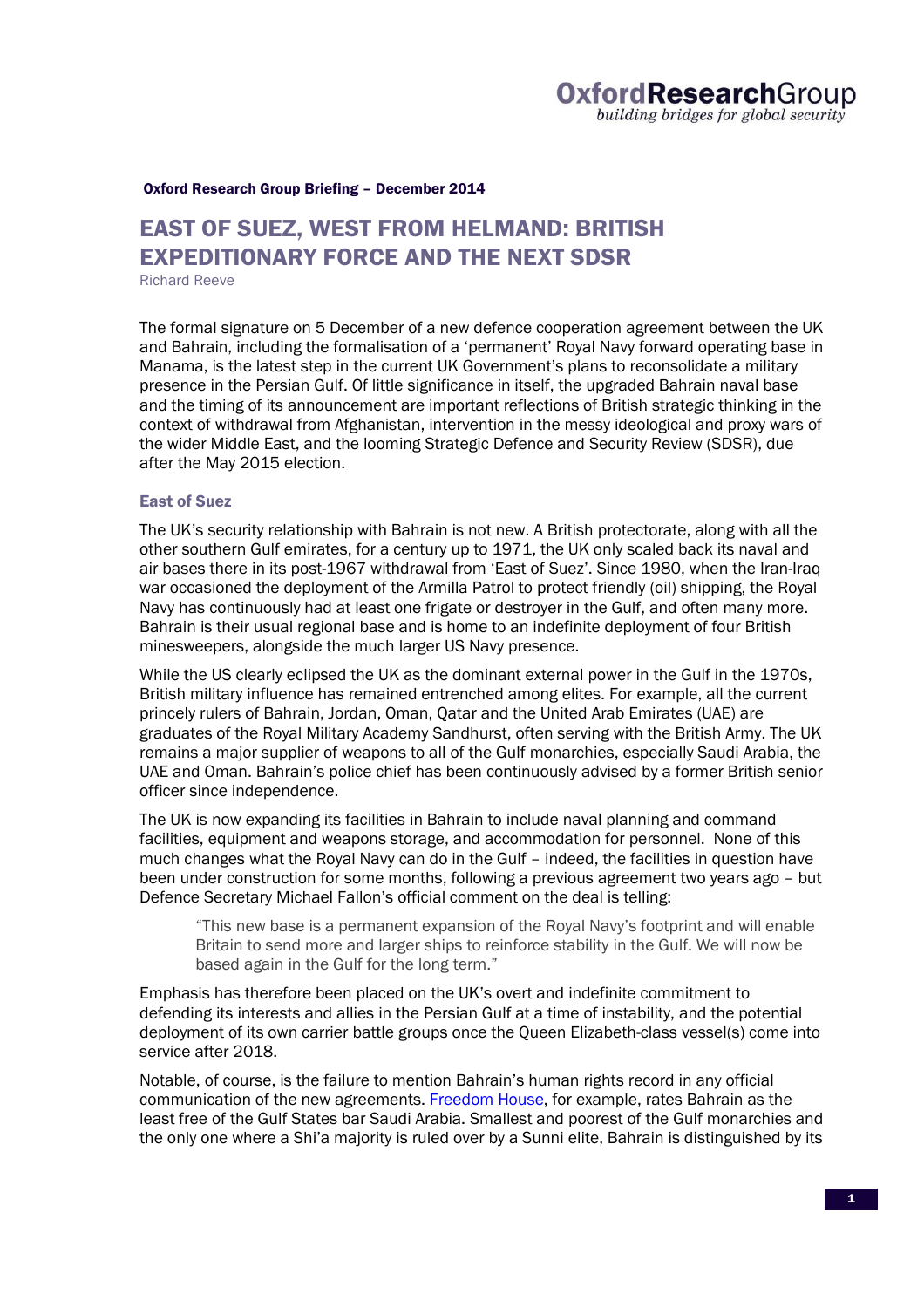Oxford Research Group Briefing – December 2014

# EAST OF SUEZ, WEST FROM HELMAND: BRITISH EXPEDITIONARY FORCE AND THE NEXT SDSR

Richard Reeve

The formal signature on 5 December of a new defence cooperation agreement between the UK and Bahrain, including the formalisation of a 'permanent' Royal Navy forward operating base in Manama, is the latest step in the current UK Government's plans to reconsolidate a military presence in the Persian Gulf. Of little significance in itself, the upgraded Bahrain naval base and the timing of its announcement are important reflections of British strategic thinking in the context of withdrawal from Afghanistan, intervention in the messy ideological and proxy wars of the wider Middle East, and the looming Strategic Defence and Security Review (SDSR), due after the May 2015 election.

## East of Suez

The UK's security relationship with Bahrain is not new. A British protectorate, along with all the other southern Gulf emirates, for a century up to 1971, the UK only scaled back its naval and air bases there in its post-1967 withdrawal from 'East of Suez'. Since 1980, when the Iran-Iraq war occasioned the deployment of the Armilla Patrol to protect friendly (oil) shipping, the Royal Navy has continuously had at least one frigate or destroyer in the Gulf, and often many more. Bahrain is their usual regional base and is home to an indefinite deployment of four British minesweepers, alongside the much larger US Navy presence.

While the US clearly eclipsed the UK as the dominant external power in the Gulf in the 1970s, British military influence has remained entrenched among elites. For example, all the current princely rulers of Bahrain, Jordan, Oman, Qatar and the United Arab Emirates (UAE) are graduates of the Royal Military Academy Sandhurst, often serving with the British Army. The UK remains a major supplier of weapons to all of the Gulf monarchies, especially Saudi Arabia, the UAE and Oman. Bahrain's police chief has been continuously advised by a former British senior officer since independence.

The UK is now expanding its facilities in Bahrain to include naval planning and command facilities, equipment and weapons storage, and accommodation for personnel. None of this much changes what the Royal Navy can do in the Gulf – indeed, the facilities in question have been under construction for some months, following a previous agreement two years ago – but Defence Secretary Michael Fallon's official comment on the deal is telling:

> "This new base is a permanent expansion of the Royal Navy's footprint and will enable Britain to send more and larger ships to reinforce stability in the Gulf. We will now be based again in the Gulf for the long term."

Emphasis has therefore been placed on the UK's overt and indefinite commitment to defending its interests and allies in the Persian Gulf at a time of instability, and the potential deployment of its own carrier battle groups once the Queen Elizabeth-class vessel(s) come into service after 2018.

Notable, of course, is the failure to mention Bahrain's human rights record in any official communication of the new agreements. Freedom House, for example, rates Bahrain as the least free of the Gulf States bar Saudi Arabia. Smallest and poorest of the Gulf monarchies and the only one where a Shi'a majority is ruled over by a Sunni elite, Bahrain is distinguished by its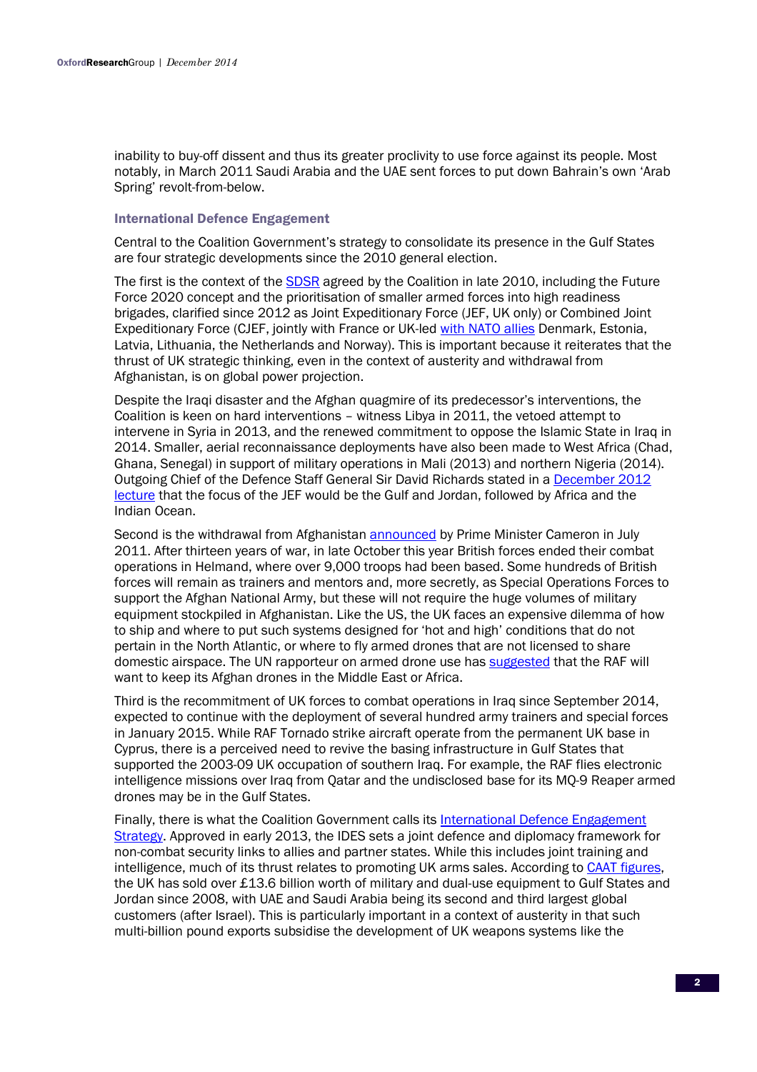inability to buy-off dissent and thus its greater proclivity to use force against its people. Most notably, in March 2011 Saudi Arabia and the UAE sent forces to put down Bahrain's own 'Arab Spring' revolt-from-below.

### International Defence Engagement

Central to the Coalition Government's strategy to consolidate its presence in the Gulf States are four strategic developments since the 2010 general election.

The first is the context of the SDSR agreed by the Coalition in late 2010, including the Future Force 2020 concept and the prioritisation of smaller armed forces into high readiness brigades, clarified since 2012 as Joint Expeditionary Force (JEF, UK only) or Combined Joint Expeditionary Force (CJEF, jointly with France or UK-led with NATO allies Denmark, Estonia, Latvia, Lithuania, the Netherlands and Norway). This is important because it reiterates that the thrust of UK strategic thinking, even in the context of austerity and withdrawal from Afghanistan, is on global power projection.

Despite the Iraqi disaster and the Afghan quagmire of its predecessor's interventions, the Coalition is keen on hard interventions – witness Libya in 2011, the vetoed attempt to intervene in Syria in 2013, and the renewed commitment to oppose the Islamic State in Iraq in 2014. Smaller, aerial reconnaissance deployments have also been made to West Africa (Chad, Ghana, Senegal) in support of military operations in Mali (2013) and northern Nigeria (2014). Outgoing Chief of the Defence Staff General Sir David Richards stated in a December 2012 lecture that the focus of the JEF would be the Gulf and Jordan, followed by Africa and the Indian Ocean.

Second is the withdrawal from Afghanistan announced by Prime Minister Cameron in July 2011. After thirteen years of war, in late October this year British forces ended their combat operations in Helmand, where over 9,000 troops had been based. Some hundreds of British forces will remain as trainers and mentors and, more secretly, as Special Operations Forces to support the Afghan National Army, but these will not require the huge volumes of military equipment stockpiled in Afghanistan. Like the US, the UK faces an expensive dilemma of how to ship and where to put such systems designed for 'hot and high' conditions that do not pertain in the North Atlantic, or where to fly armed drones that are not licensed to share domestic airspace. The UN rapporteur on armed drone use has suggested that the RAF will want to keep its Afghan drones in the Middle East or Africa.

Third is the recommitment of UK forces to combat operations in Iraq since September 2014, expected to continue with the deployment of several hundred army trainers and special forces in January 2015. While RAF Tornado strike aircraft operate from the permanent UK base in Cyprus, there is a perceived need to revive the basing infrastructure in Gulf States that supported the 2003-09 UK occupation of southern Iraq. For example, the RAF flies electronic intelligence missions over Iraq from Qatar and the undisclosed base for its MQ-9 Reaper armed drones may be in the Gulf States.

Finally, there is what the Coalition Government calls its International Defence Engagement Strategy. Approved in early 2013, the IDES sets a joint defence and diplomacy framework for non-combat security links to allies and partner states. While this includes joint training and intelligence, much of its thrust relates to promoting UK arms sales. According to CAAT figures, the UK has sold over £13.6 billion worth of military and dual-use equipment to Gulf States and Jordan since 2008, with UAE and Saudi Arabia being its second and third largest global customers (after Israel). This is particularly important in a context of austerity in that such multi-billion pound exports subsidise the development of UK weapons systems like the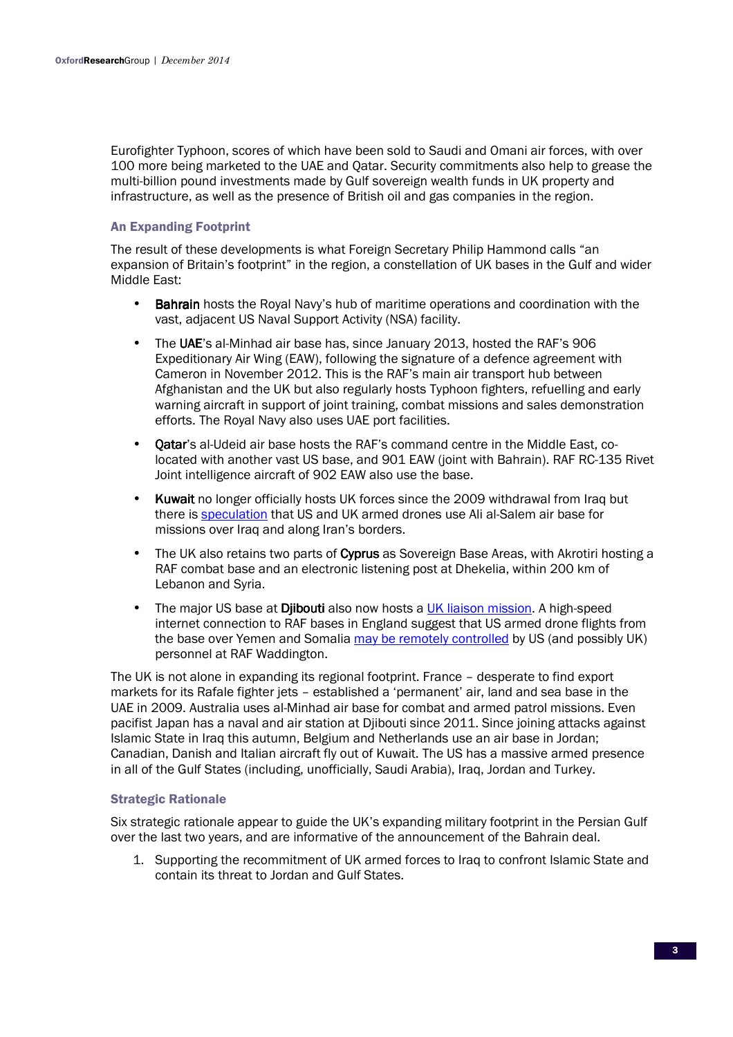Eurofighter Typhoon, scores of which have been sold to Saudi and Omani air forces, with over 100 more being marketed to the UAE and Qatar. Security commitments also help to grease the multi-billion pound investments made by Gulf sovereign wealth funds in UK property and infrastructure, as well as the presence of British oil and gas companies in the region.

### An Expanding Footprint

The result of these developments is what Foreign Secretary Philip Hammond calls "an expansion of Britain's footprint" in the region, a constellation of UK bases in the Gulf and wider Middle East:

- **Bahrain** hosts the Royal Navy's hub of maritime operations and coordination with the vast, adjacent US Naval Support Activity (NSA) facility.
- The **UAE**'s al-Minhad air base has, since January 2013, hosted the RAF's 906 Expeditionary Air Wing (EAW), following the signature of a defence agreement with Cameron in November 2012. This is the RAF's main air transport hub between Afghanistan and the UK but also regularly hosts Typhoon fighters, refuelling and early warning aircraft in support of joint training, combat missions and sales demonstration efforts. The Royal Navy also uses UAE port facilities.
- **Qatar**'s al-Udeid air base hosts the RAF's command centre in the Middle East, co-located with another vast US base, and 901 EAW (joint with Bahrain). RAF RC-135 Rivet Joint intelligence aircraft of 902 EAW also use the base.
- **Kuwait** no longer officially hosts UK forces since the 2009 withdrawal from Iraq but there is speculation that US and UK armed drones use Ali al-Salem air base for missions over Iraq and along Iran's borders.
- The UK also retains two parts of **Cyprus** as Sovereign Base Areas, with Akrotiri hosting a RAF combat base and an electronic listening post at Dhekelia, within 200 km of Lebanon and Syria.
- The major US base at **Djibouti** also now hosts a UK liaison mission. A high-speed internet connection to RAF bases in England suggest that US armed drone flights from the base over Yemen and Somalia may be remotely controlled by US (and possibly UK) personnel at RAF Waddington.

The UK is not alone in expanding its regional footprint. France – desperate to find export markets for its Rafale fighter jets – established a 'permanent' air, land and sea base in the UAE in 2009. Australia uses al-Minhad air base for combat and armed patrol missions. Even pacifist Japan has a naval and air station at Djibouti since 2011. Since joining attacks against Islamic State in Iraq this autumn, Belgium and Netherlands use an air base in Jordan; Canadian, Danish and Italian aircraft fly out of Kuwait. The US has a massive armed presence in all of the Gulf States (including, unofficially, Saudi Arabia), Iraq, Jordan and Turkey.

### Strategic Rationale

Six strategic rationale appear to guide the UK's expanding military footprint in the Persian Gulf over the last two years, and are informative of the announcement of the Bahrain deal.

1. Supporting the recommitment of UK armed forces to Iraq to confront Islamic State and contain its threat to Jordan and Gulf States.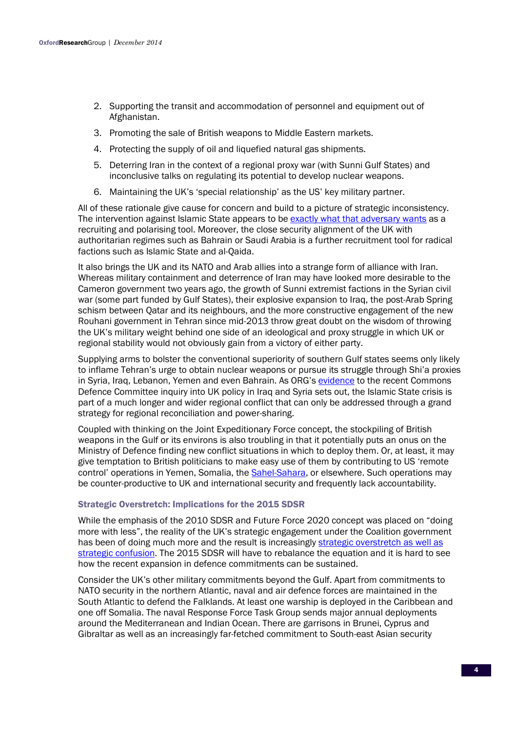2. Supporting the transit and accommodation of personnel and equipment out of Afghanistan.
3. Promoting the sale of British weapons to Middle Eastern markets.
4. Protecting the supply of oil and liquefied natural gas shipments.
5. Deterring Iran in the context of a regional proxy war (with Sunni Gulf States) and inconclusive talks on regulating its potential to develop nuclear weapons.
6. Maintaining the UK's 'special relationship' as the US' key military partner.

All of these rationale give cause for concern and build to a picture of strategic inconsistency. The intervention against Islamic State appears to be exactly what that adversary wants as a recruiting and polarising tool. Moreover, the close security alignment of the UK with authoritarian regimes such as Bahrain or Saudi Arabia is a further recruitment tool for radical factions such as Islamic State and al-Qaida.

It also brings the UK and its NATO and Arab allies into a strange form of alliance with Iran. Whereas military containment and deterrence of Iran may have looked more desirable to the Cameron government two years ago, the growth of Sunni extremist factions in the Syrian civil war (some part funded by Gulf States), their explosive expansion to Iraq, the post-Arab Spring schism between Qatar and its neighbours, and the more constructive engagement of the new Rouhani government in Tehran since mid-2013 throw great doubt on the wisdom of throwing the UK's military weight behind one side of an ideological and proxy struggle in which UK or regional stability would not obviously gain from a victory of either party.

Supplying arms to bolster the conventional superiority of southern Gulf states seems only likely to inflame Tehran's urge to obtain nuclear weapons or pursue its struggle through Shi'a proxies in Syria, Iraq, Lebanon, Yemen and even Bahrain. As ORG's evidence to the recent Commons Defence Committee inquiry into UK policy in Iraq and Syria sets out, the Islamic State crisis is part of a much longer and wider regional conflict that can only be addressed through a grand strategy for regional reconciliation and power-sharing.

Coupled with thinking on the Joint Expeditionary Force concept, the stockpiling of British weapons in the Gulf or its environs is also troubling in that it potentially puts an onus on the Ministry of Defence finding new conflict situations in which to deploy them. Or, at least, it may give temptation to British politicians to make easy use of them by contributing to US 'remote control' operations in Yemen, Somalia, the Sahel-Sahara, or elsewhere. Such operations may be counter-productive to UK and international security and frequently lack accountability.

### Strategic Overstretch: Implications for the 2015 SDSR

While the emphasis of the 2010 SDSR and Future Force 2020 concept was placed on "doing more with less", the reality of the UK's strategic engagement under the Coalition government has been of doing much more and the result is increasingly strategic overstretch as well as strategic confusion. The 2015 SDSR will have to rebalance the equation and it is hard to see how the recent expansion in defence commitments can be sustained.

Consider the UK's other military commitments beyond the Gulf. Apart from commitments to NATO security in the northern Atlantic, naval and air defence forces are maintained in the South Atlantic to defend the Falklands. At least one warship is deployed in the Caribbean and one off Somalia. The naval Response Force Task Group sends major annual deployments around the Mediterranean and Indian Ocean. There are garrisons in Brunei, Cyprus and Gibraltar as well as an increasingly far-fetched commitment to South-east Asian security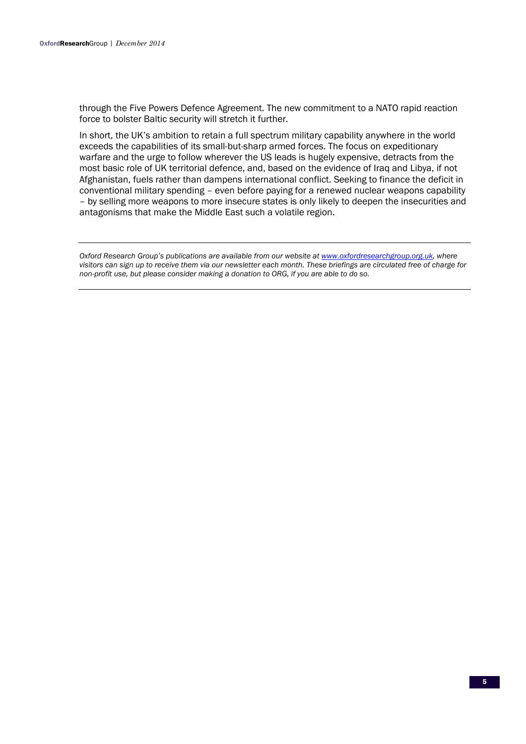through the Five Powers Defence Agreement. The new commitment to a NATO rapid reaction force to bolster Baltic security will stretch it further.

In short, the UK's ambition to retain a full spectrum military capability anywhere in the world exceeds the capabilities of its small-but-sharp armed forces. The focus on expeditionary warfare and the urge to follow wherever the US leads is hugely expensive, detracts from the most basic role of UK territorial defence, and, based on the evidence of Iraq and Libya, if not Afghanistan, fuels rather than dampens international conflict. Seeking to finance the deficit in conventional military spending – even before paying for a renewed nuclear weapons capability – by selling more weapons to more insecure states is only likely to deepen the insecurities and antagonisms that make the Middle East such a volatile region.

---

*Oxford Research Group's publications are available from our website at [www.oxfordresearchgroup.org.uk](http://www.oxfordresearchgroup.org.uk), where visitors can sign up to receive them via our newsletter each month. These briefings are circulated free of charge for non-profit use, but please consider making a donation to ORG, if you are able to do so.*

---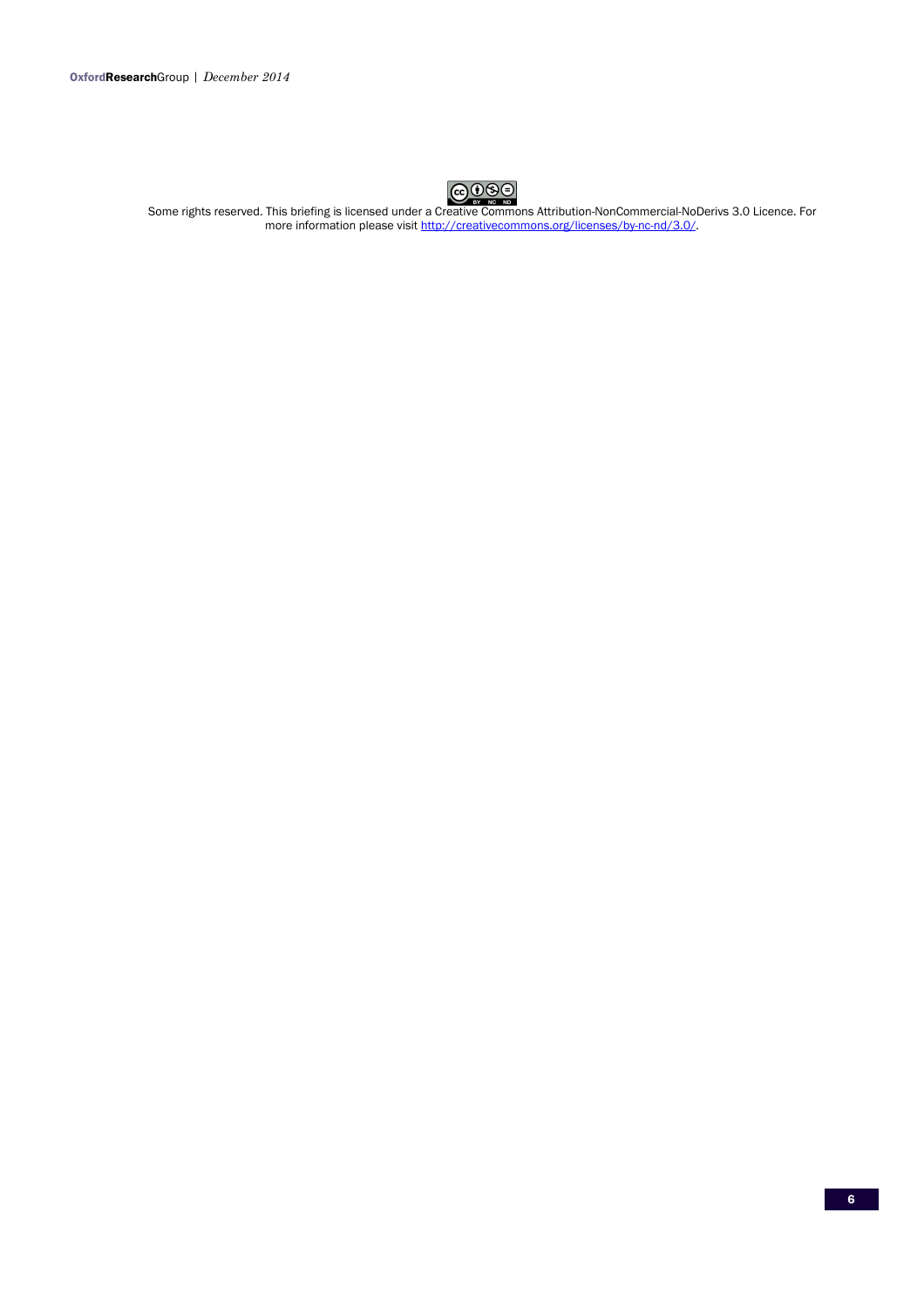Some rights reserved. This briefing is licensed under a Creative Commons Attribution-NonCommercial-NoDerivs 3.0 Licence. For more information please visit http://creativecommons.org/licenses/by-nc-nd/3.0/.